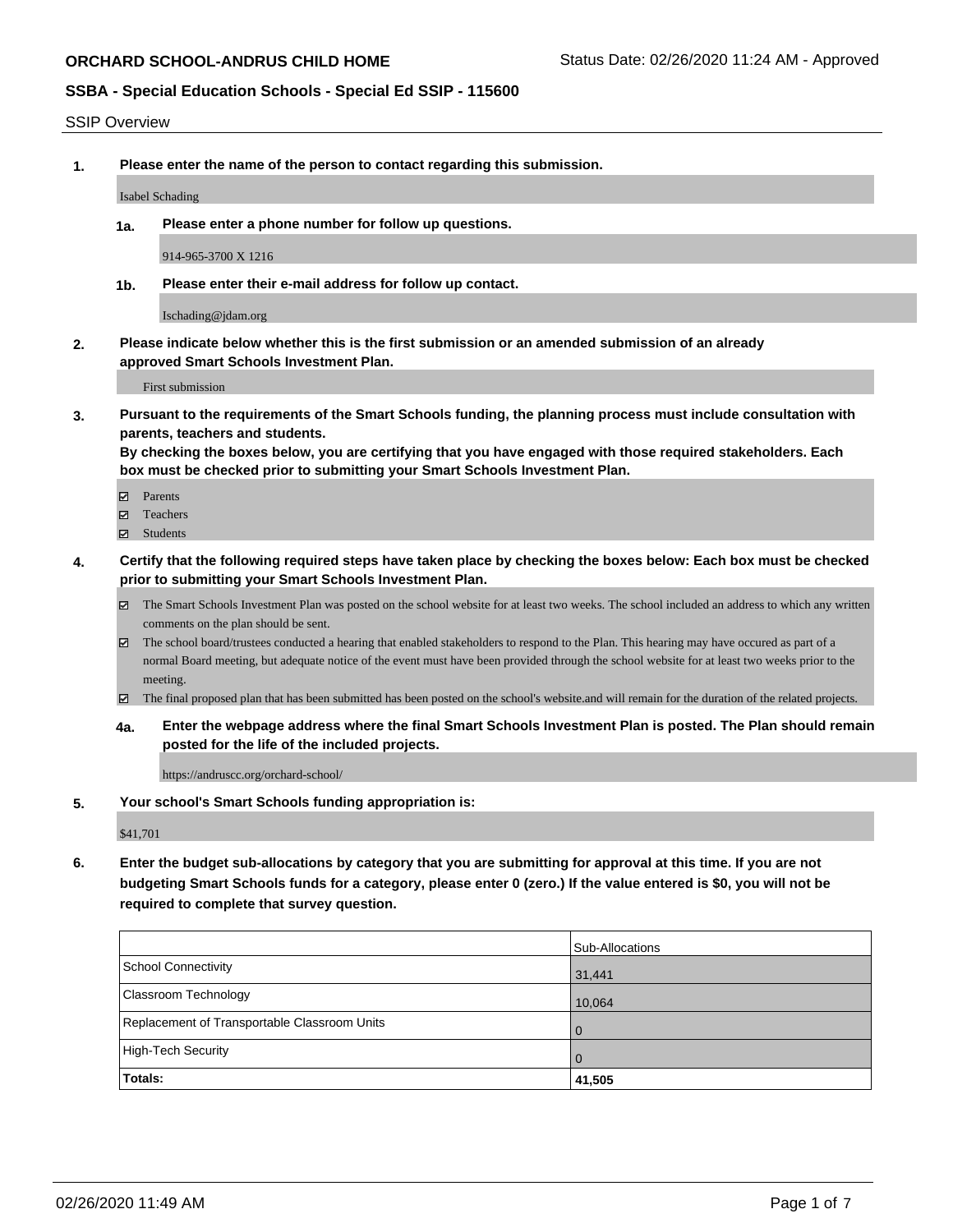**ORCHARD SCHOOL-ANDRUS CHILD HOME**

Status Date: 02/26/2020 11:24 AM - Approved

**SSBA - Special Education Schools - Special Ed SSIP - 115600**

SSIP Overview

**1. Please enter the name of the person to contact regarding this submission.**

Isabel Schading

**1a. Please enter a phone number for follow up questions.**

914-965-3700 X 1216

**1b. Please enter their e-mail address for follow up contact.**

Ischading@jdam.org

**2. Please indicate below whether this is the first submission or an amended submission of an already approved Smart Schools Investment Plan.**

First submission

**3. Pursuant to the requirements of the Smart Schools funding, the planning process must include consultation with parents, teachers and students.**
**By checking the boxes below, you are certifying that you have engaged with those required stakeholders. Each box must be checked prior to submitting your Smart Schools Investment Plan.**

- ☑ Parents
- ☑ Teachers
- ☑ Students

**4. Certify that the following required steps have taken place by checking the boxes below: Each box must be checked prior to submitting your Smart Schools Investment Plan.**

- ☑ The Smart Schools Investment Plan was posted on the school website for at least two weeks. The school included an address to which any written comments on the plan should be sent.
- ☑ The school board/trustees conducted a hearing that enabled stakeholders to respond to the Plan. This hearing may have occured as part of a normal Board meeting, but adequate notice of the event must have been provided through the school website for at least two weeks prior to the meeting.
- ☑ The final proposed plan that has been submitted has been posted on the school's website.and will remain for the duration of the related projects.

**4a. Enter the webpage address where the final Smart Schools Investment Plan is posted. The Plan should remain posted for the life of the included projects.**

https://andruscc.org/orchard-school/

**5. Your school's Smart Schools funding appropriation is:**

$41,701

**6. Enter the budget sub-allocations by category that you are submitting for approval at this time. If you are not budgeting Smart Schools funds for a category, please enter 0 (zero.) If the value entered is $0, you will not be required to complete that survey question.**

| | Sub-Allocations |
|---|---|
| School Connectivity | 31,441 |
| Classroom Technology | 10,064 |
| Replacement of Transportable Classroom Units | 0 |
| High-Tech Security | 0 |
| **Totals:** | **41,505** |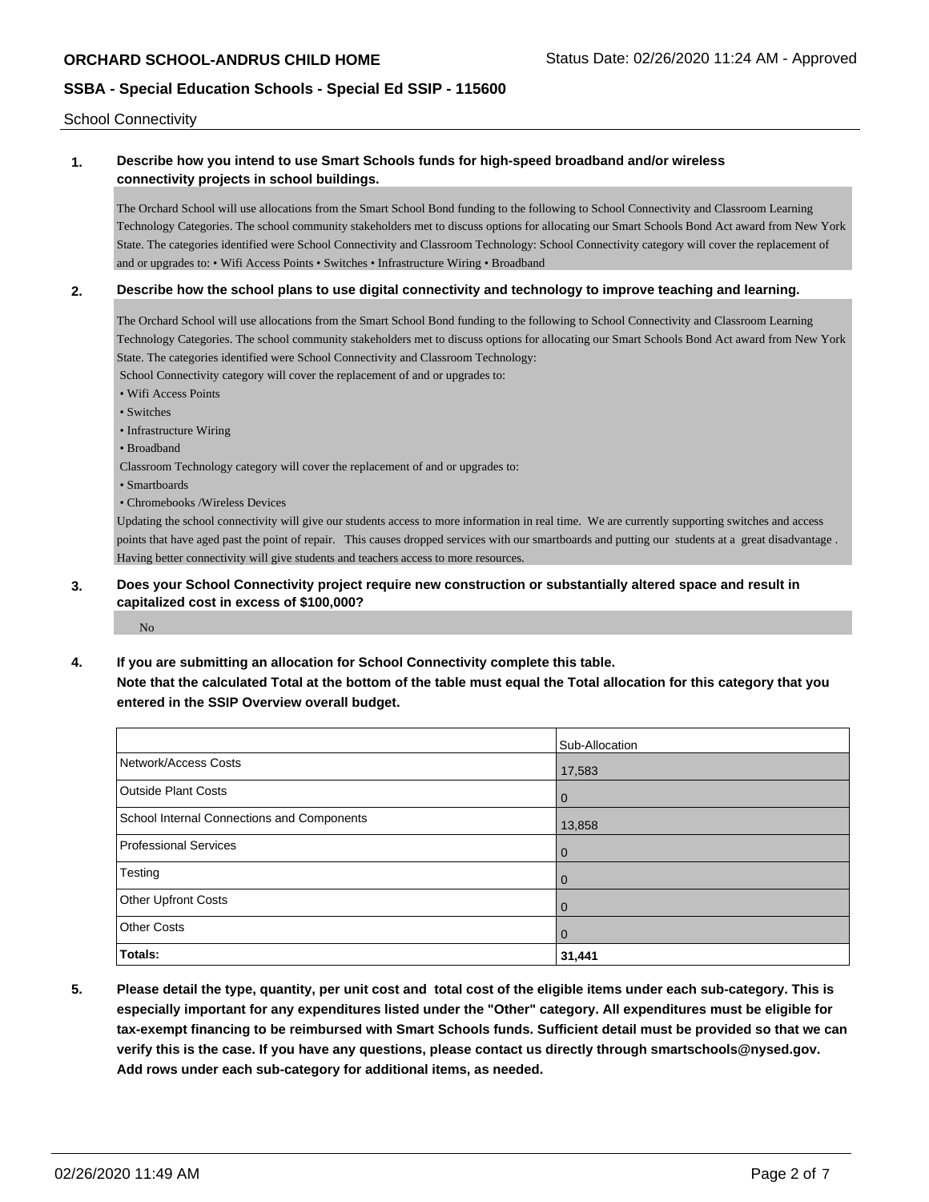School Connectivity

**1. Describe how you intend to use Smart Schools funds for high-speed broadband and/or wireless connectivity projects in school buildings.**

The Orchard School will use allocations from the Smart School Bond funding to the following to School Connectivity and Classroom Learning Technology Categories. The school community stakeholders met to discuss options for allocating our Smart Schools Bond Act award from New York State. The categories identified were School Connectivity and Classroom Technology: School Connectivity category will cover the replacement of and or upgrades to: • Wifi Access Points • Switches • Infrastructure Wiring • Broadband

**2. Describe how the school plans to use digital connectivity and technology to improve teaching and learning.**

The Orchard School will use allocations from the Smart School Bond funding to the following to School Connectivity and Classroom Learning Technology Categories. The school community stakeholders met to discuss options for allocating our Smart Schools Bond Act award from New York State. The categories identified were School Connectivity and Classroom Technology:

School Connectivity category will cover the replacement of and or upgrades to:

- Wifi Access Points
- Switches
- Infrastructure Wiring
- Broadband

Classroom Technology category will cover the replacement of and or upgrades to:

- Smartboards
- Chromebooks /Wireless Devices

Updating the school connectivity will give our students access to more information in real time. We are currently supporting switches and access points that have aged past the point of repair. This causes dropped services with our smartboards and putting our students at a great disadvantage . Having better connectivity will give students and teachers access to more resources.

**3. Does your School Connectivity project require new construction or substantially altered space and result in capitalized cost in excess of $100,000?**

No

**4. If you are submitting an allocation for School Connectivity complete this table. Note that the calculated Total at the bottom of the table must equal the Total allocation for this category that you entered in the SSIP Overview overall budget.**

| | Sub-Allocation |
|---|---|
| Network/Access Costs | 17,583 |
| Outside Plant Costs | 0 |
| School Internal Connections and Components | 13,858 |
| Professional Services | 0 |
| Testing | 0 |
| Other Upfront Costs | 0 |
| Other Costs | 0 |
| **Totals:** | **31,441** |

**5. Please detail the type, quantity, per unit cost and total cost of the eligible items under each sub-category. This is especially important for any expenditures listed under the "Other" category. All expenditures must be eligible for tax-exempt financing to be reimbursed with Smart Schools funds. Sufficient detail must be provided so that we can verify this is the case. If you have any questions, please contact us directly through smartschools@nysed.gov. Add rows under each sub-category for additional items, as needed.**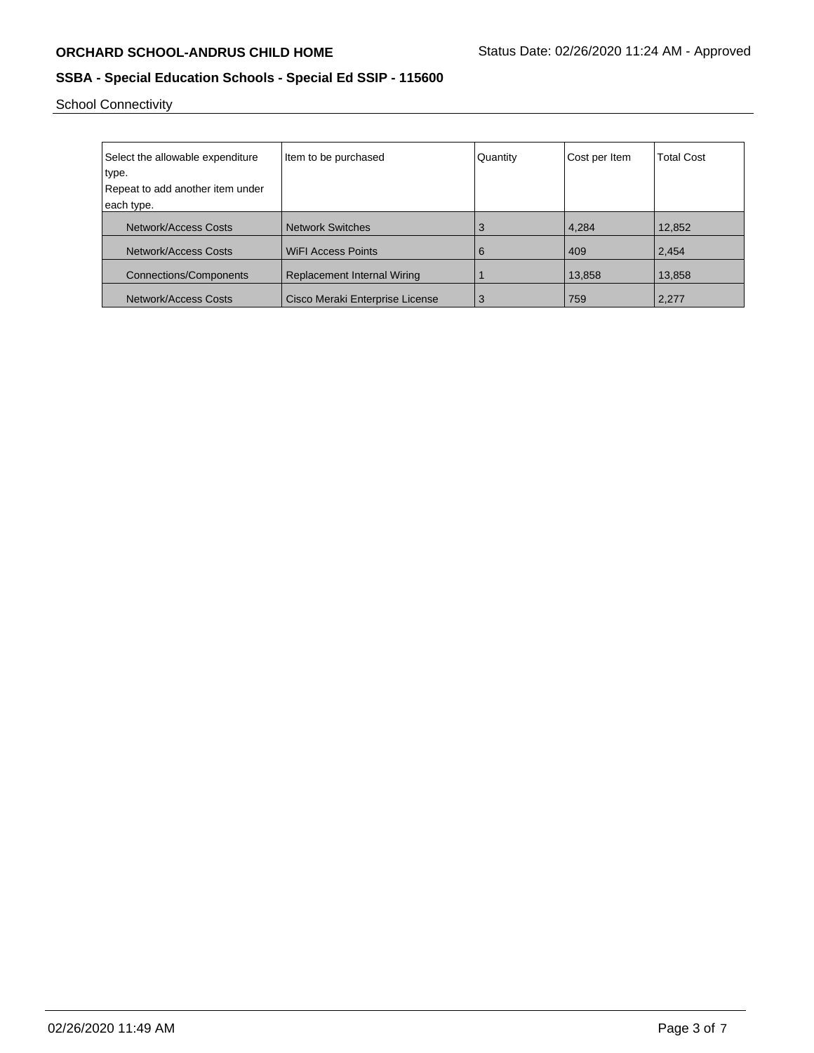School Connectivity

| Select the allowable expenditure type.<br>Repeat to add another item under each type. | Item to be purchased | Quantity | Cost per Item | Total Cost |
|---|---|---|---|---|
| Network/Access Costs | Network Switches | 3 | 4,284 | 12,852 |
| Network/Access Costs | WiFI Access Points | 6 | 409 | 2,454 |
| Connections/Components | Replacement Internal Wiring | 1 | 13,858 | 13,858 |
| Network/Access Costs | Cisco Meraki Enterprise License | 3 | 759 | 2,277 |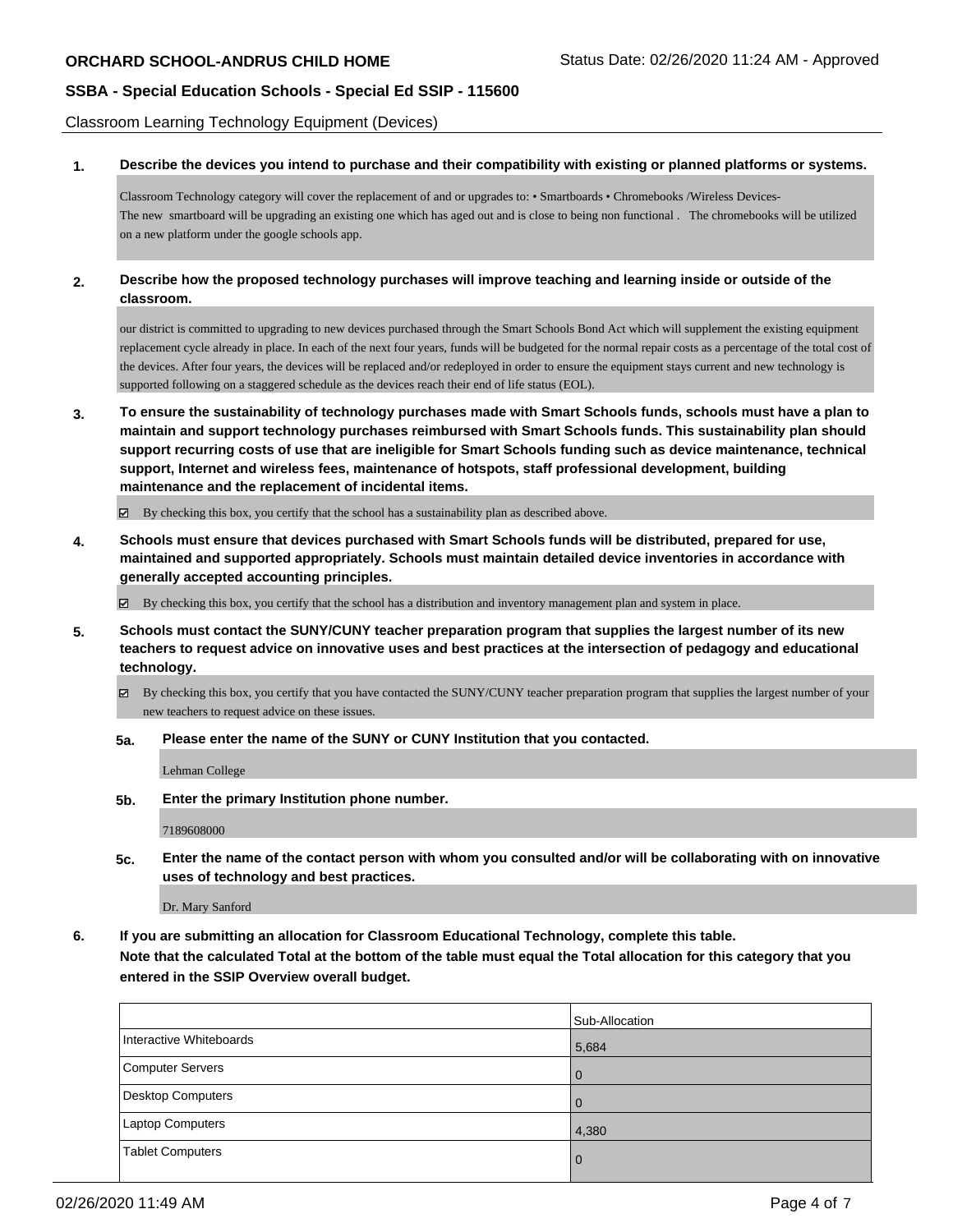Classroom Learning Technology Equipment (Devices)

**1. Describe the devices you intend to purchase and their compatibility with existing or planned platforms or systems.**

Classroom Technology category will cover the replacement of and or upgrades to: • Smartboards • Chromebooks /Wireless Devices-
The new smartboard will be upgrading an existing one which has aged out and is close to being non functional . The chromebooks will be utilized on a new platform under the google schools app.

**2. Describe how the proposed technology purchases will improve teaching and learning inside or outside of the classroom.**

our district is committed to upgrading to new devices purchased through the Smart Schools Bond Act which will supplement the existing equipment replacement cycle already in place. In each of the next four years, funds will be budgeted for the normal repair costs as a percentage of the total cost of the devices. After four years, the devices will be replaced and/or redeployed in order to ensure the equipment stays current and new technology is supported following on a staggered schedule as the devices reach their end of life status (EOL).

**3. To ensure the sustainability of technology purchases made with Smart Schools funds, schools must have a plan to maintain and support technology purchases reimbursed with Smart Schools funds. This sustainability plan should support recurring costs of use that are ineligible for Smart Schools funding such as device maintenance, technical support, Internet and wireless fees, maintenance of hotspots, staff professional development, building maintenance and the replacement of incidental items.**

☑ By checking this box, you certify that the school has a sustainability plan as described above.

**4. Schools must ensure that devices purchased with Smart Schools funds will be distributed, prepared for use, maintained and supported appropriately. Schools must maintain detailed device inventories in accordance with generally accepted accounting principles.**

☑ By checking this box, you certify that the school has a distribution and inventory management plan and system in place.

**5. Schools must contact the SUNY/CUNY teacher preparation program that supplies the largest number of its new teachers to request advice on innovative uses and best practices at the intersection of pedagogy and educational technology.**

☑ By checking this box, you certify that you have contacted the SUNY/CUNY teacher preparation program that supplies the largest number of your new teachers to request advice on these issues.

**5a. Please enter the name of the SUNY or CUNY Institution that you contacted.**

Lehman College

**5b. Enter the primary Institution phone number.**

7189608000

**5c. Enter the name of the contact person with whom you consulted and/or will be collaborating with on innovative uses of technology and best practices.**

Dr. Mary Sanford

**6. If you are submitting an allocation for Classroom Educational Technology, complete this table.**
**Note that the calculated Total at the bottom of the table must equal the Total allocation for this category that you entered in the SSIP Overview overall budget.**

| | Sub-Allocation |
|---|---|
| Interactive Whiteboards | 5,684 |
| Computer Servers | 0 |
| Desktop Computers | 0 |
| Laptop Computers | 4,380 |
| Tablet Computers | 0 |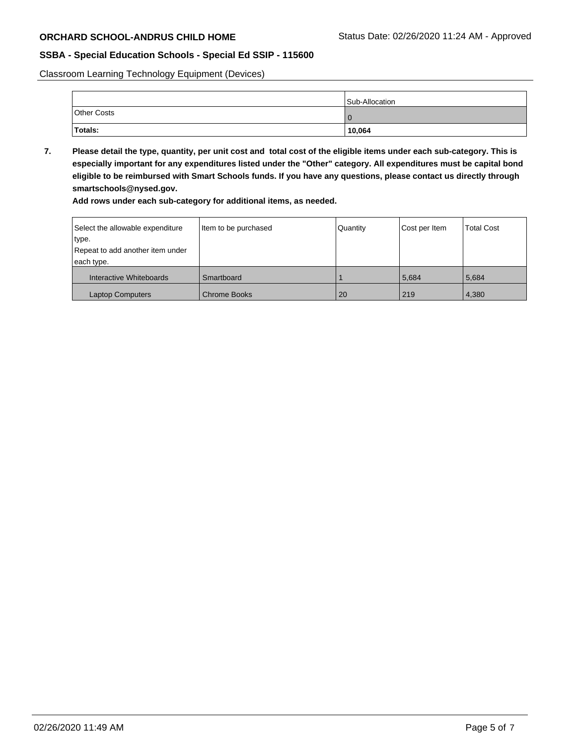Classroom Learning Technology Equipment (Devices)

| | Sub-Allocation |
| --- | --- |
| Other Costs | 0 |
| **Totals:** | **10,064** |

**7. Please detail the type, quantity, per unit cost and total cost of the eligible items under each sub-category. This is especially important for any expenditures listed under the "Other" category. All expenditures must be capital bond eligible to be reimbursed with Smart Schools funds. If you have any questions, please contact us directly through smartschools@nysed.gov.**

**Add rows under each sub-category for additional items, as needed.**

| Select the allowable expenditure type. Repeat to add another item under each type. | Item to be purchased | Quantity | Cost per Item | Total Cost |
| --- | --- | --- | --- | --- |
| Interactive Whiteboards | Smartboard | 1 | 5,684 | 5,684 |
| Laptop Computers | Chrome Books | 20 | 219 | 4,380 |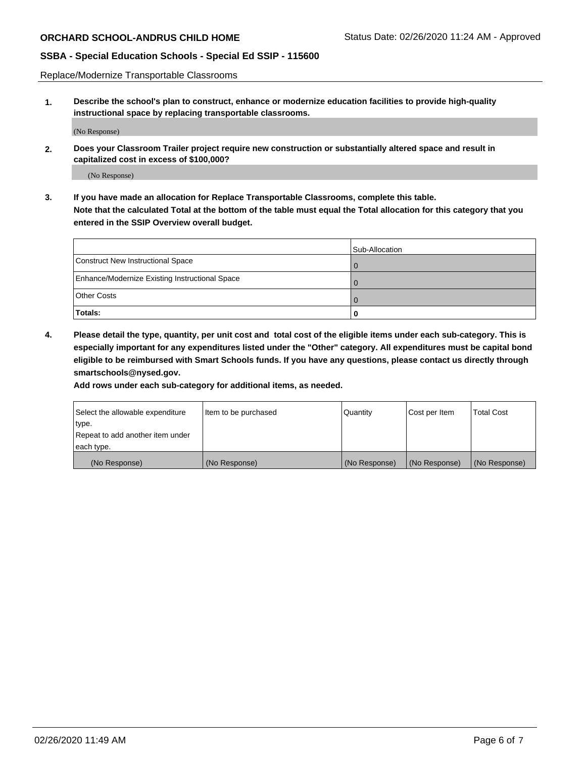Replace/Modernize Transportable Classrooms

**1. Describe the school's plan to construct, enhance or modernize education facilities to provide high-quality instructional space by replacing transportable classrooms.**

(No Response)

**2. Does your Classroom Trailer project require new construction or substantially altered space and result in capitalized cost in excess of $100,000?**

(No Response)

**3. If you have made an allocation for Replace Transportable Classrooms, complete this table. Note that the calculated Total at the bottom of the table must equal the Total allocation for this category that you entered in the SSIP Overview overall budget.**

| | Sub-Allocation |
|---|---|
| Construct New Instructional Space | 0 |
| Enhance/Modernize Existing Instructional Space | 0 |
| Other Costs | 0 |
| **Totals:** | **0** |

**4. Please detail the type, quantity, per unit cost and total cost of the eligible items under each sub-category. This is especially important for any expenditures listed under the "Other" category. All expenditures must be capital bond eligible to be reimbursed with Smart Schools funds. If you have any questions, please contact us directly through smartschools@nysed.gov.**

**Add rows under each sub-category for additional items, as needed.**

| Select the allowable expenditure type. Repeat to add another item under each type. | Item to be purchased | Quantity | Cost per Item | Total Cost |
|---|---|---|---|---|
| (No Response) | (No Response) | (No Response) | (No Response) | (No Response) |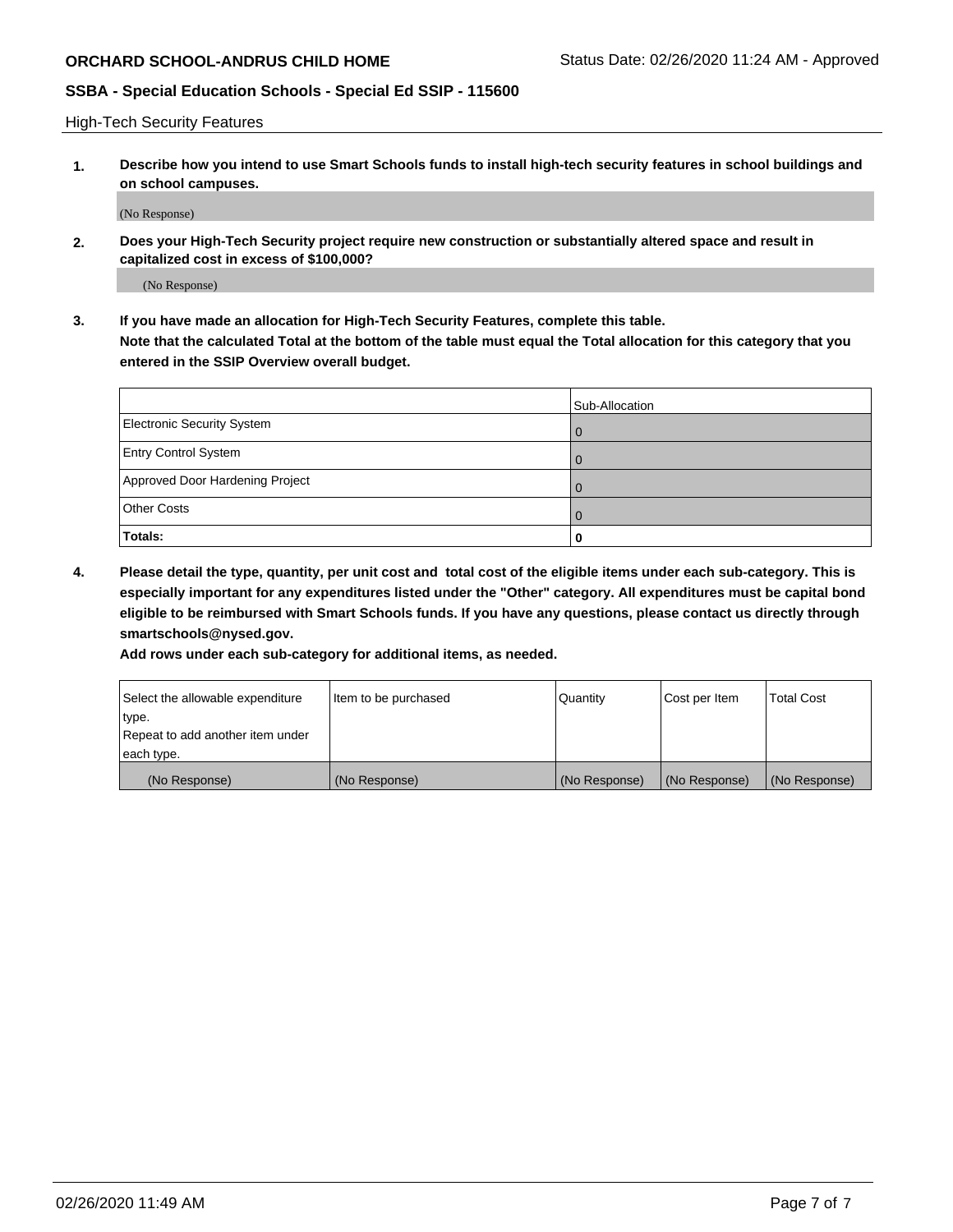High-Tech Security Features

**1. Describe how you intend to use Smart Schools funds to install high-tech security features in school buildings and on school campuses.**

(No Response)

**2. Does your High-Tech Security project require new construction or substantially altered space and result in capitalized cost in excess of $100,000?**

(No Response)

**3. If you have made an allocation for High-Tech Security Features, complete this table. Note that the calculated Total at the bottom of the table must equal the Total allocation for this category that you entered in the SSIP Overview overall budget.**

| | Sub-Allocation |
|---|---|
| Electronic Security System | 0 |
| Entry Control System | 0 |
| Approved Door Hardening Project | 0 |
| Other Costs | 0 |
| **Totals:** | **0** |

**4. Please detail the type, quantity, per unit cost and total cost of the eligible items under each sub-category. This is especially important for any expenditures listed under the "Other" category. All expenditures must be capital bond eligible to be reimbursed with Smart Schools funds. If you have any questions, please contact us directly through smartschools@nysed.gov.**

**Add rows under each sub-category for additional items, as needed.**

| Select the allowable expenditure type. Repeat to add another item under each type. | Item to be purchased | Quantity | Cost per Item | Total Cost |
|---|---|---|---|---|
| (No Response) | (No Response) | (No Response) | (No Response) | (No Response) |